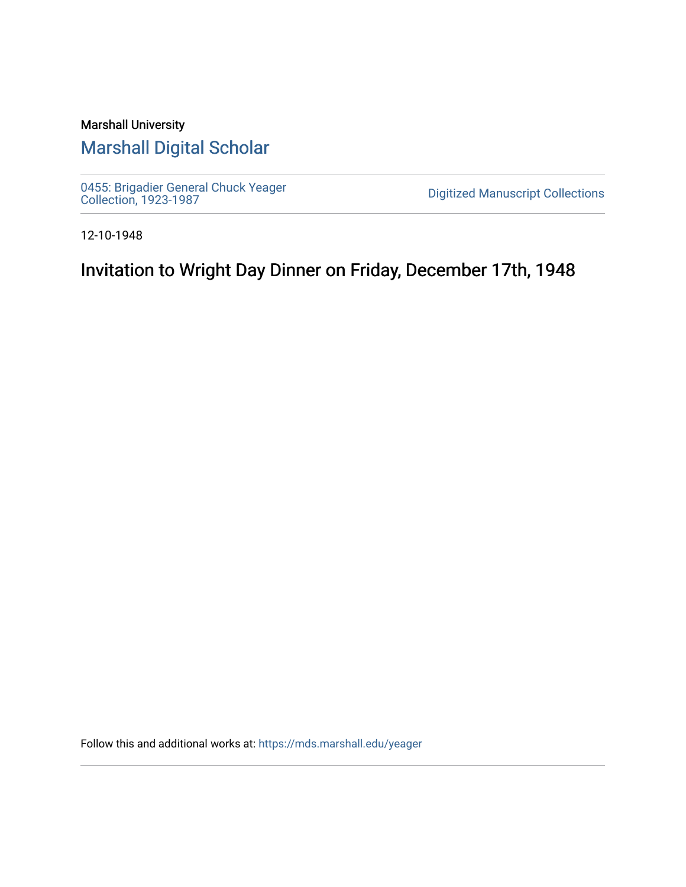Marshall University

## Marshall Digital Scholar

0455: Brigadier General Chuck Yeager Collection, 1923-1987

Digitized Manuscript Collections

12-10-1948

# Invitation to Wright Day Dinner on Friday, December 17th, 1948

Follow this and additional works at: https://mds.marshall.edu/yeager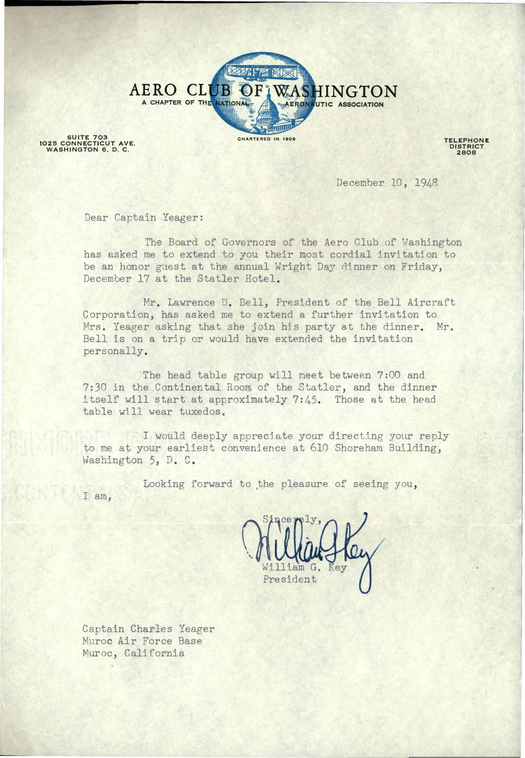# AERO CLUB OF WASHINGTON

A CHAPTER OF THE NATIONAL AERONAUTIC ASSOCIATION

CHARTERED IN 1909

SUITE 703
1025 CONNECTICUT AVE.
WASHINGTON 6, D. C.

TELEPHONE
DISTRICT
2808

December 10, 1948

Dear Captain Yeager:

The Board of Governors of the Aero Club of Washington has asked me to extend to you their most cordial invitation to be an honor guest at the annual Wright Day dinner on Friday, December 17 at the Statler Hotel.

Mr. Lawrence D. Bell, President of the Bell Aircraft Corporation, has asked me to extend a further invitation to Mrs. Yeager asking that she join his party at the dinner. Mr. Bell is on a trip or would have extended the invitation personally.

The head table group will meet between 7:00 and 7:30 in the Continental Room of the Statler, and the dinner itself will start at approximately 7:45. Those at the head table will wear tuxedos.

I would deeply appreciate your directing your reply to me at your earliest convenience at 610 Shoreham Building, Washington 5, D. C.

Looking forward to the pleasure of seeing you,

I am,

Sincerely,

William G. Key
President

Captain Charles Yeager
Muroc Air Force Base
Muroc, California